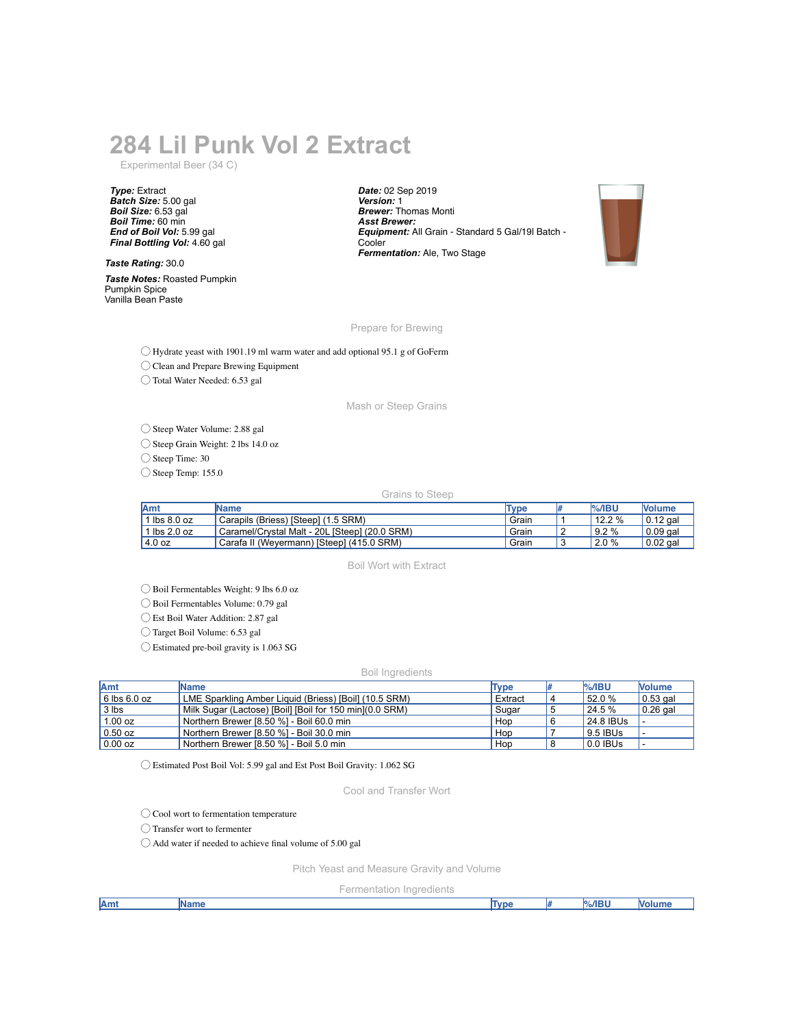# 284 Lil Punk Vol 2 Extract

Experimental Beer (34 C)

***Type:*** Extract
***Batch Size:*** 5.00 gal
***Boil Size:*** 6.53 gal
***Boil Time:*** 60 min
***End of Boil Vol:*** 5.99 gal
***Final Bottling Vol:*** 4.60 gal

***Taste Rating:*** 30.0

***Taste Notes:*** Roasted Pumpkin
Pumpkin Spice
Vanilla Bean Paste

***Date:*** 02 Sep 2019
***Version:*** 1
***Brewer:*** Thomas Monti
***Asst Brewer:***
***Equipment:*** All Grain - Standard 5 Gal/19l Batch - Cooler
***Fermentation:*** Ale, Two Stage

## Prepare for Brewing

- ◯ Hydrate yeast with 1901.19 ml warm water and add optional 95.1 g of GoFerm
- ◯ Clean and Prepare Brewing Equipment
- ◯ Total Water Needed: 6.53 gal

## Mash or Steep Grains

- ◯ Steep Water Volume: 2.88 gal
- ◯ Steep Grain Weight: 2 lbs 14.0 oz
- ◯ Steep Time: 30
- ◯ Steep Temp: 155.0

### Grains to Steep

| Amt | Name | Type | # | %/IBU | Volume |
|---|---|---|---|---|---|
| 1 lbs 8.0 oz | Carapils (Briess) [Steep] (1.5 SRM) | Grain | 1 | 12.2 % | 0.12 gal |
| 1 lbs 2.0 oz | Caramel/Crystal Malt - 20L [Steep] (20.0 SRM) | Grain | 2 | 9.2 % | 0.09 gal |
| 4.0 oz | Carafa II (Weyermann) [Steep] (415.0 SRM) | Grain | 3 | 2.0 % | 0.02 gal |

## Boil Wort with Extract

- ◯ Boil Fermentables Weight: 9 lbs 6.0 oz
- ◯ Boil Fermentables Volume: 0.79 gal
- ◯ Est Boil Water Addition: 2.87 gal
- ◯ Target Boil Volume: 6.53 gal
- ◯ Estimated pre-boil gravity is 1.063 SG

### Boil Ingredients

| Amt | Name | Type | # | %/IBU | Volume |
|---|---|---|---|---|---|
| 6 lbs 6.0 oz | LME Sparkling Amber Liquid (Briess) [Boil] (10.5 SRM) | Extract | 4 | 52.0 % | 0.53 gal |
| 3 lbs | Milk Sugar (Lactose) [Boil] [Boil for 150 min](0.0 SRM) | Sugar | 5 | 24.5 % | 0.26 gal |
| 1.00 oz | Northern Brewer [8.50 %] - Boil 60.0 min | Hop | 6 | 24.8 IBUs | - |
| 0.50 oz | Northern Brewer [8.50 %] - Boil 30.0 min | Hop | 7 | 9.5 IBUs | - |
| 0.00 oz | Northern Brewer [8.50 %] - Boil 5.0 min | Hop | 8 | 0.0 IBUs | - |

- ◯ Estimated Post Boil Vol: 5.99 gal and Est Post Boil Gravity: 1.062 SG

## Cool and Transfer Wort

- ◯ Cool wort to fermentation temperature
- ◯ Transfer wort to fermenter
- ◯ Add water if needed to achieve final volume of 5.00 gal

## Pitch Yeast and Measure Gravity and Volume

### Fermentation Ingredients

| Amt | Name | Type | # | %/IBU | Volume |
|---|---|---|---|---|---|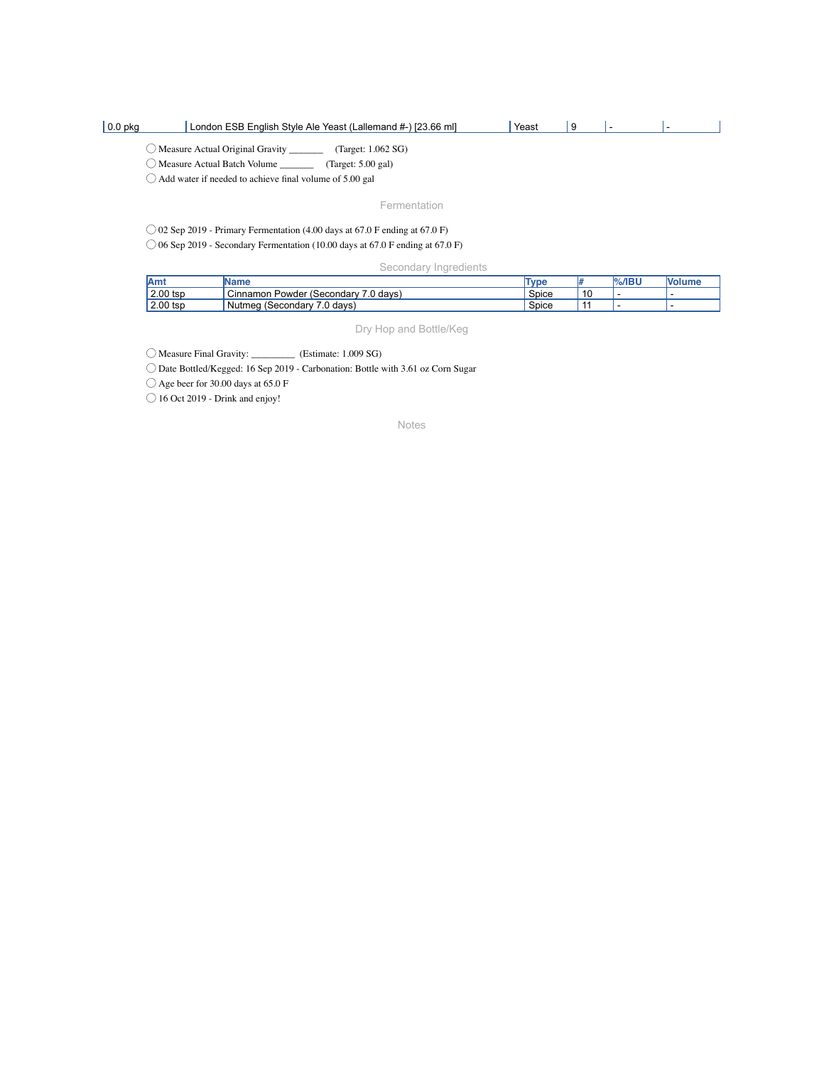| | | | | | |
|---|---|---|---|---|---|
| 0.0 pkg | London ESB English Style Ale Yeast (Lallemand #-) [23.66 ml] | Yeast | 9 | - | - |

◯ Measure Actual Original Gravity _______ (Target: 1.062 SG)

◯ Measure Actual Batch Volume _______ (Target: 5.00 gal)

◯ Add water if needed to achieve final volume of 5.00 gal

## Fermentation

◯ 02 Sep 2019 - Primary Fermentation (4.00 days at 67.0 F ending at 67.0 F)

◯ 06 Sep 2019 - Secondary Fermentation (10.00 days at 67.0 F ending at 67.0 F)

## Secondary Ingredients

| Amt | Name | Type | # | %/IBU | Volume |
|---|---|---|---|---|---|
| 2.00 tsp | Cinnamon Powder (Secondary 7.0 days) | Spice | 10 | - | - |
| 2.00 tsp | Nutmeg (Secondary 7.0 days) | Spice | 11 | - | - |

## Dry Hop and Bottle/Keg

◯ Measure Final Gravity: _________ (Estimate: 1.009 SG)

◯ Date Bottled/Kegged: 16 Sep 2019 - Carbonation: Bottle with 3.61 oz Corn Sugar

◯ Age beer for 30.00 days at 65.0 F

◯ 16 Oct 2019 - Drink and enjoy!

## Notes